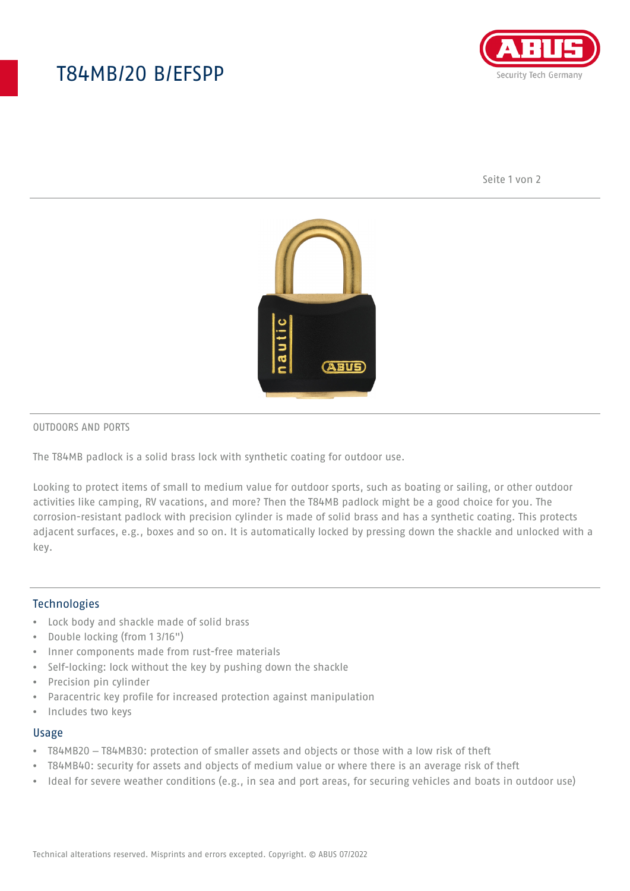# T84MB/20 B/EFSPP

ABUS

Security Tech Germany

OUTDOORS AND PORTS

The T84MB padlock is a solid brass lock with synthetic coating for outdoor use.

Looking to protect items of small to medium value for outdoor sports, such as boating or sailing, or other outdoor activities like camping, RV vacations, and more? Then the T84MB padlock might be a good choice for you. The corrosion-resistant padlock with precision cylinder is made of solid brass and has a synthetic coating. This protects adjacent surfaces, e.g., boxes and so on. It is automatically locked by pressing down the shackle and unlocked with a key.

## Technologies

- Lock body and shackle made of solid brass
- Double locking (from 1 3/16")
- Inner components made from rust-free materials
- Self-locking: lock without the key by pushing down the shackle
- Precision pin cylinder
- Paracentric key profile for increased protection against manipulation
- Includes two keys

## Usage

- T84MB20 – T84MB30: protection of smaller assets and objects or those with a low risk of theft
- T84MB40: security for assets and objects of medium value or where there is an average risk of theft
- Ideal for severe weather conditions (e.g., in sea and port areas, for securing vehicles and boats in outdoor use)

Technical alterations reserved. Misprints and errors excepted. Copyright. © ABUS 07/2022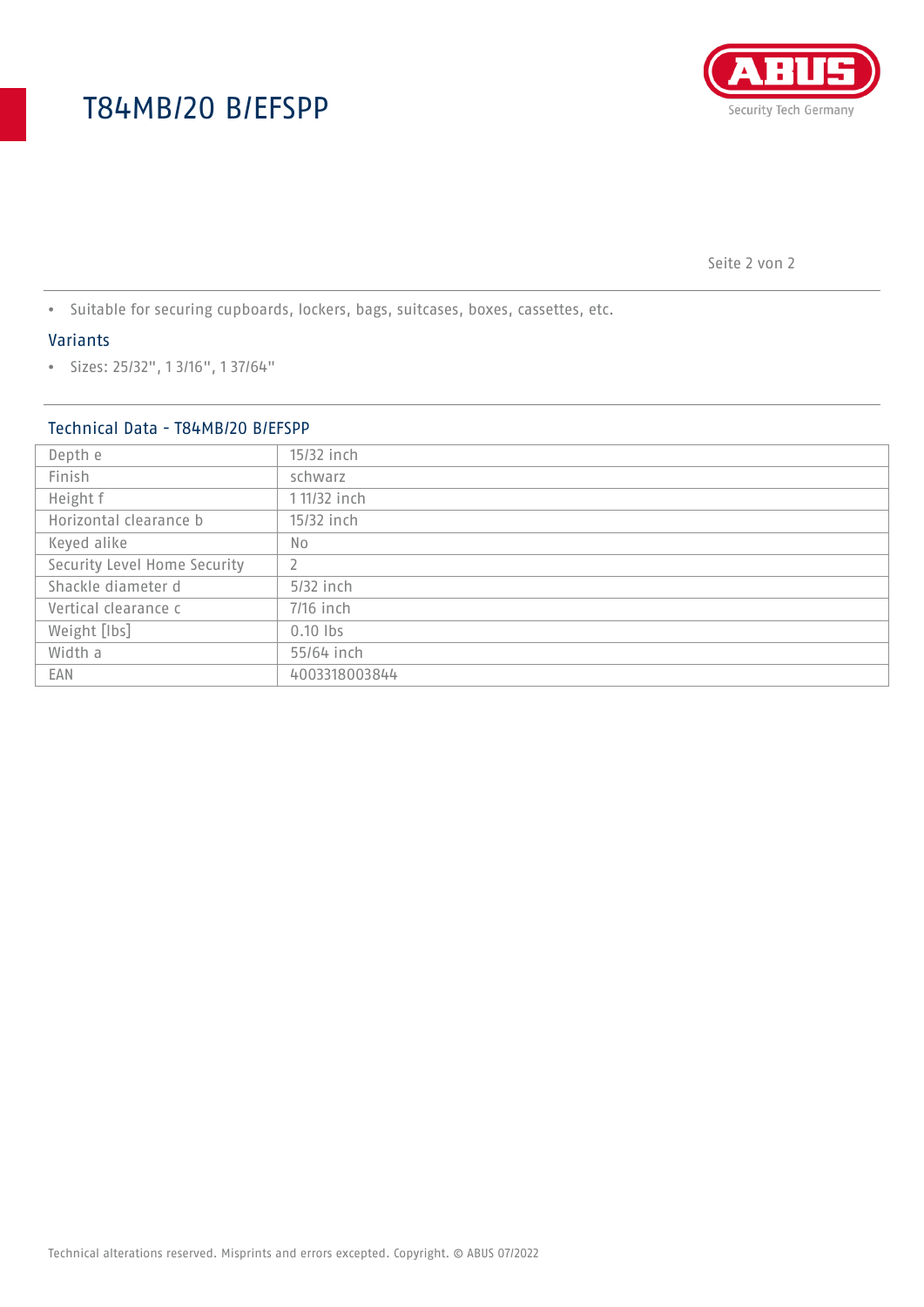- Suitable for securing cupboards, lockers, bags, suitcases, boxes, cassettes, etc.

## Variants

- Sizes: 25/32", 1 3/16", 1 37/64"

## Technical Data - T84MB/20 B/EFSPP

| | |
|---|---|
| Depth e | 15/32 inch |
| Finish | schwarz |
| Height f | 1 11/32 inch |
| Horizontal clearance b | 15/32 inch |
| Keyed alike | No |
| Security Level Home Security | 2 |
| Shackle diameter d | 5/32 inch |
| Vertical clearance c | 7/16 inch |
| Weight [lbs] | 0.10 lbs |
| Width a | 55/64 inch |
| EAN | 4003318003844 |